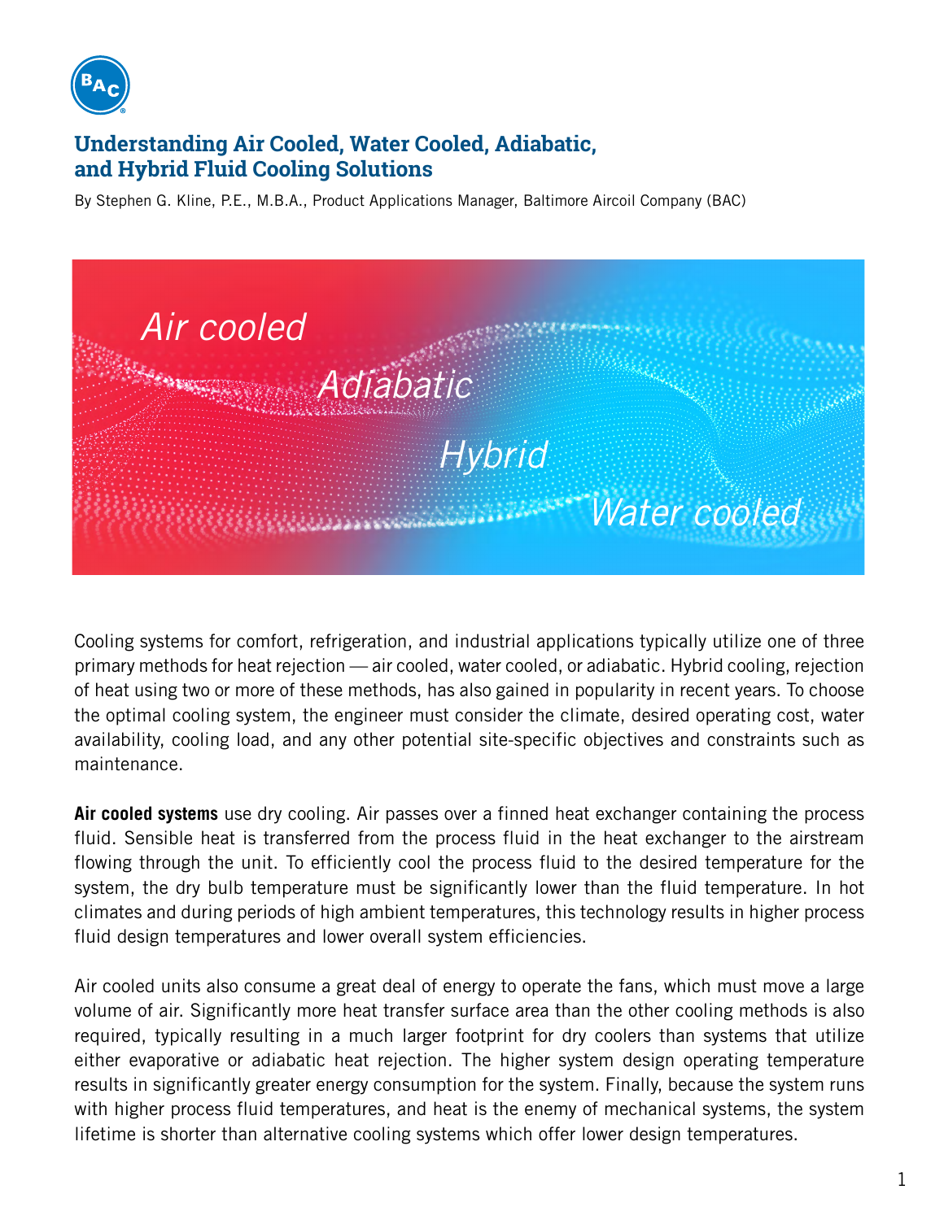# Understanding Air Cooled, Water Cooled, Adiabatic, and Hybrid Fluid Cooling Solutions

By Stephen G. Kline, P.E., M.B.A., Product Applications Manager, Baltimore Aircoil Company (BAC)

Cooling systems for comfort, refrigeration, and industrial applications typically utilize one of three primary methods for heat rejection — air cooled, water cooled, or adiabatic. Hybrid cooling, rejection of heat using two or more of these methods, has also gained in popularity in recent years. To choose the optimal cooling system, the engineer must consider the climate, desired operating cost, water availability, cooling load, and any other potential site-specific objectives and constraints such as maintenance.

**Air cooled systems** use dry cooling. Air passes over a finned heat exchanger containing the process fluid. Sensible heat is transferred from the process fluid in the heat exchanger to the airstream flowing through the unit. To efficiently cool the process fluid to the desired temperature for the system, the dry bulb temperature must be significantly lower than the fluid temperature. In hot climates and during periods of high ambient temperatures, this technology results in higher process fluid design temperatures and lower overall system efficiencies.

Air cooled units also consume a great deal of energy to operate the fans, which must move a large volume of air. Significantly more heat transfer surface area than the other cooling methods is also required, typically resulting in a much larger footprint for dry coolers than systems that utilize either evaporative or adiabatic heat rejection. The higher system design operating temperature results in significantly greater energy consumption for the system. Finally, because the system runs with higher process fluid temperatures, and heat is the enemy of mechanical systems, the system lifetime is shorter than alternative cooling systems which offer lower design temperatures.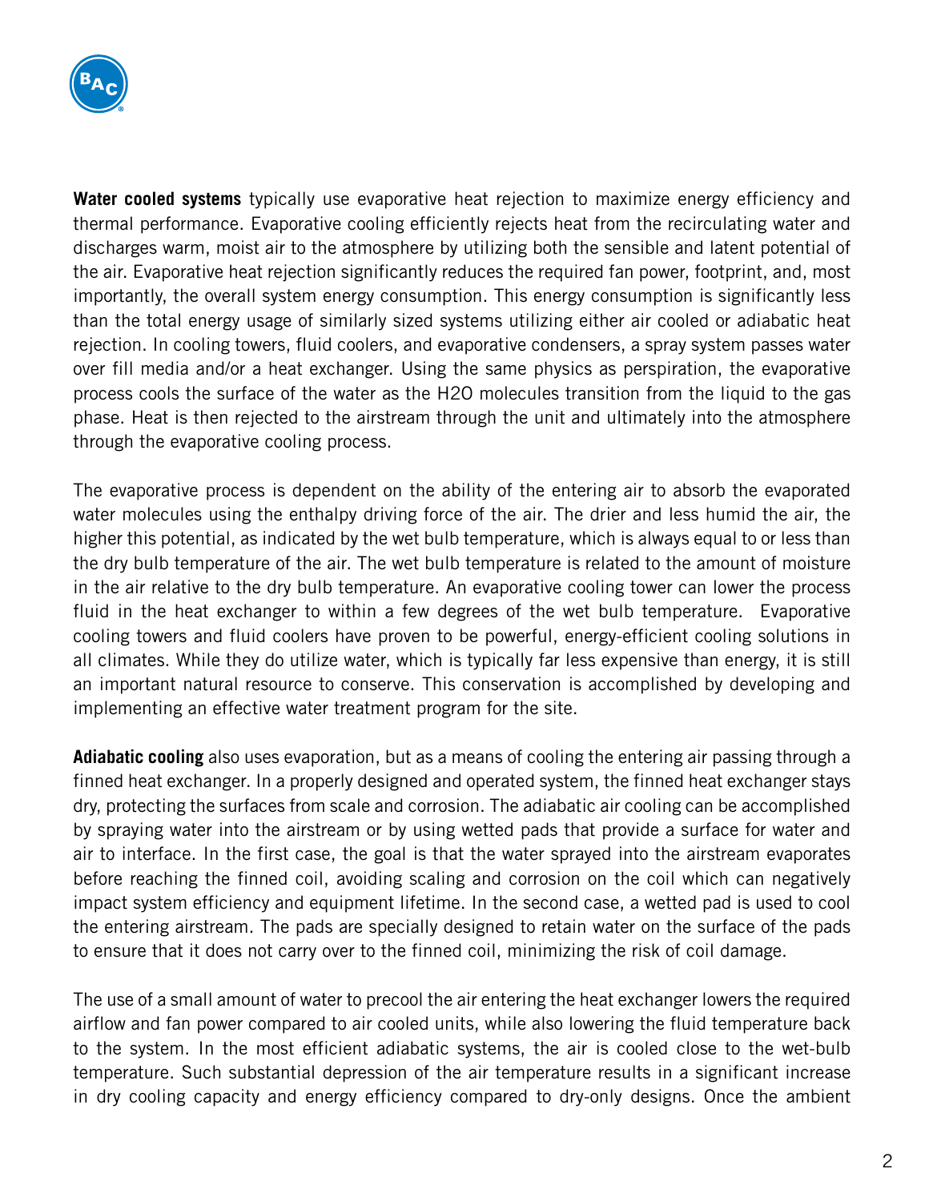**Water cooled systems** typically use evaporative heat rejection to maximize energy efficiency and thermal performance. Evaporative cooling efficiently rejects heat from the recirculating water and discharges warm, moist air to the atmosphere by utilizing both the sensible and latent potential of the air. Evaporative heat rejection significantly reduces the required fan power, footprint, and, most importantly, the overall system energy consumption. This energy consumption is significantly less than the total energy usage of similarly sized systems utilizing either air cooled or adiabatic heat rejection. In cooling towers, fluid coolers, and evaporative condensers, a spray system passes water over fill media and/or a heat exchanger. Using the same physics as perspiration, the evaporative process cools the surface of the water as the $H_2O$ molecules transition from the liquid to the gas phase. Heat is then rejected to the airstream through the unit and ultimately into the atmosphere through the evaporative cooling process.

The evaporative process is dependent on the ability of the entering air to absorb the evaporated water molecules using the enthalpy driving force of the air. The drier and less humid the air, the higher this potential, as indicated by the wet bulb temperature, which is always equal to or less than the dry bulb temperature of the air. The wet bulb temperature is related to the amount of moisture in the air relative to the dry bulb temperature. An evaporative cooling tower can lower the process fluid in the heat exchanger to within a few degrees of the wet bulb temperature. Evaporative cooling towers and fluid coolers have proven to be powerful, energy-efficient cooling solutions in all climates. While they do utilize water, which is typically far less expensive than energy, it is still an important natural resource to conserve. This conservation is accomplished by developing and implementing an effective water treatment program for the site.

**Adiabatic cooling** also uses evaporation, but as a means of cooling the entering air passing through a finned heat exchanger. In a properly designed and operated system, the finned heat exchanger stays dry, protecting the surfaces from scale and corrosion. The adiabatic air cooling can be accomplished by spraying water into the airstream or by using wetted pads that provide a surface for water and air to interface. In the first case, the goal is that the water sprayed into the airstream evaporates before reaching the finned coil, avoiding scaling and corrosion on the coil which can negatively impact system efficiency and equipment lifetime. In the second case, a wetted pad is used to cool the entering airstream. The pads are specially designed to retain water on the surface of the pads to ensure that it does not carry over to the finned coil, minimizing the risk of coil damage.

The use of a small amount of water to precool the air entering the heat exchanger lowers the required airflow and fan power compared to air cooled units, while also lowering the fluid temperature back to the system. In the most efficient adiabatic systems, the air is cooled close to the wet-bulb temperature. Such substantial depression of the air temperature results in a significant increase in dry cooling capacity and energy efficiency compared to dry-only designs. Once the ambient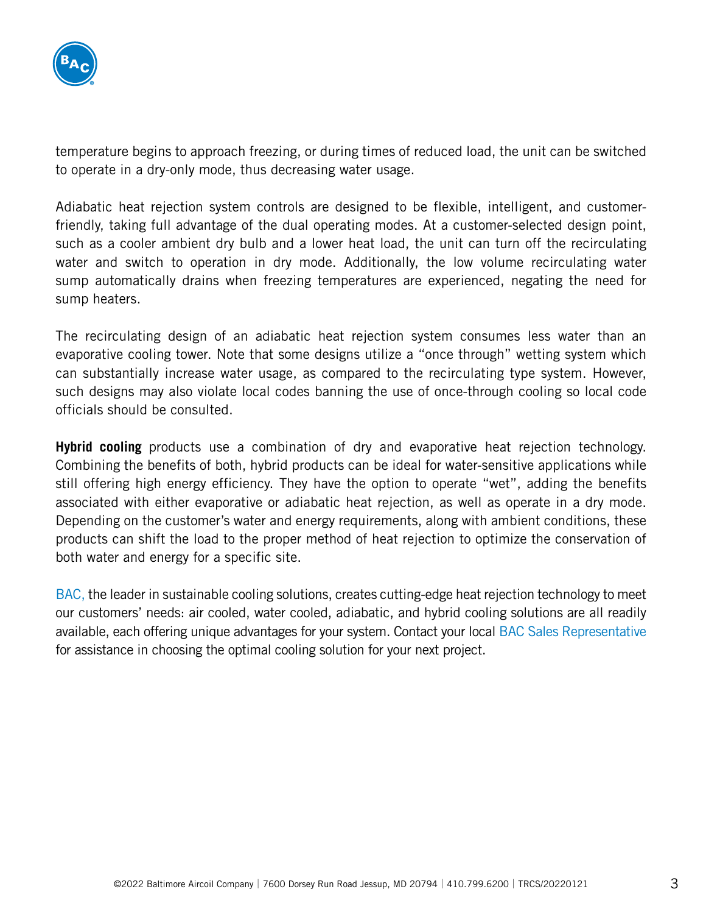temperature begins to approach freezing, or during times of reduced load, the unit can be switched to operate in a dry-only mode, thus decreasing water usage.

Adiabatic heat rejection system controls are designed to be flexible, intelligent, and customer-friendly, taking full advantage of the dual operating modes. At a customer-selected design point, such as a cooler ambient dry bulb and a lower heat load, the unit can turn off the recirculating water and switch to operation in dry mode. Additionally, the low volume recirculating water sump automatically drains when freezing temperatures are experienced, negating the need for sump heaters.

The recirculating design of an adiabatic heat rejection system consumes less water than an evaporative cooling tower. Note that some designs utilize a "once through" wetting system which can substantially increase water usage, as compared to the recirculating type system. However, such designs may also violate local codes banning the use of once-through cooling so local code officials should be consulted.

**Hybrid cooling** products use a combination of dry and evaporative heat rejection technology. Combining the benefits of both, hybrid products can be ideal for water-sensitive applications while still offering high energy efficiency. They have the option to operate "wet", adding the benefits associated with either evaporative or adiabatic heat rejection, as well as operate in a dry mode. Depending on the customer's water and energy requirements, along with ambient conditions, these products can shift the load to the proper method of heat rejection to optimize the conservation of both water and energy for a specific site.

BAC, the leader in sustainable cooling solutions, creates cutting-edge heat rejection technology to meet our customers' needs: air cooled, water cooled, adiabatic, and hybrid cooling solutions are all readily available, each offering unique advantages for your system. Contact your local BAC Sales Representative for assistance in choosing the optimal cooling solution for your next project.

©2022 Baltimore Aircoil Company | 7600 Dorsey Run Road Jessup, MD 20794 | 410.799.6200 | TRCS/20220121